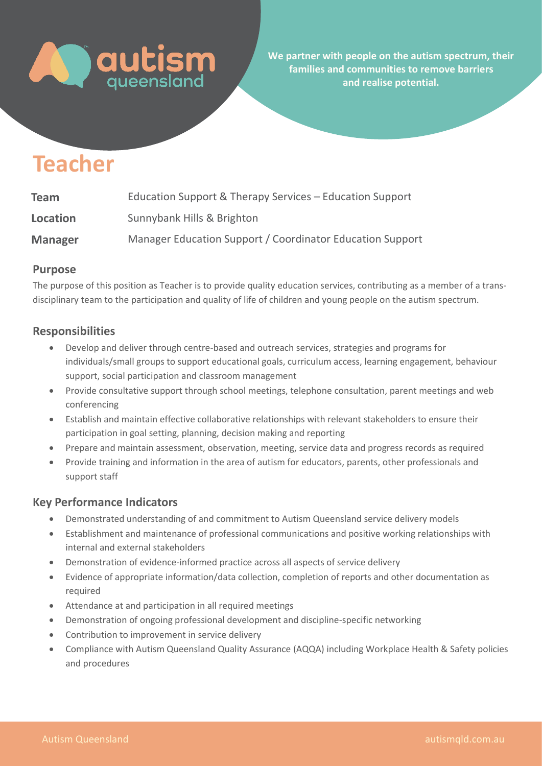We partner with people on the autism spectrum, their families and communities to remove barriers and realise potential.

# Teacher

| | |
|---|---|
| **Team** | Education Support & Therapy Services – Education Support |
| **Location** | Sunnybank Hills & Brighton |
| **Manager** | Manager Education Support / Coordinator Education Support |

## Purpose

The purpose of this position as Teacher is to provide quality education services, contributing as a member of a trans-disciplinary team to the participation and quality of life of children and young people on the autism spectrum.

## Responsibilities

- Develop and deliver through centre-based and outreach services, strategies and programs for individuals/small groups to support educational goals, curriculum access, learning engagement, behaviour support, social participation and classroom management
- Provide consultative support through school meetings, telephone consultation, parent meetings and web conferencing
- Establish and maintain effective collaborative relationships with relevant stakeholders to ensure their participation in goal setting, planning, decision making and reporting
- Prepare and maintain assessment, observation, meeting, service data and progress records as required
- Provide training and information in the area of autism for educators, parents, other professionals and support staff

## Key Performance Indicators

- Demonstrated understanding of and commitment to Autism Queensland service delivery models
- Establishment and maintenance of professional communications and positive working relationships with internal and external stakeholders
- Demonstration of evidence-informed practice across all aspects of service delivery
- Evidence of appropriate information/data collection, completion of reports and other documentation as required
- Attendance at and participation in all required meetings
- Demonstration of ongoing professional development and discipline-specific networking
- Contribution to improvement in service delivery
- Compliance with Autism Queensland Quality Assurance (AQQA) including Workplace Health & Safety policies and procedures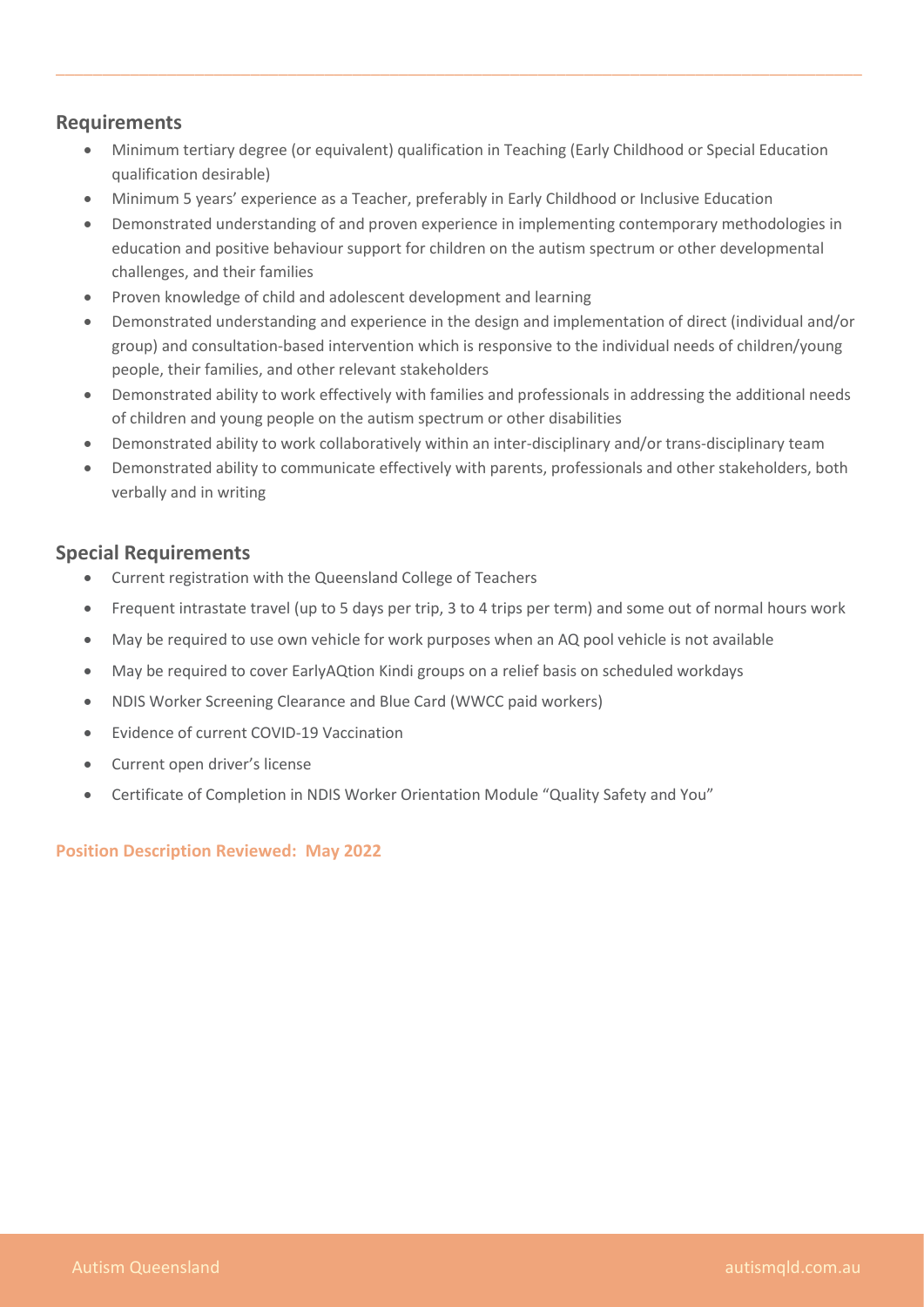## Requirements

- Minimum tertiary degree (or equivalent) qualification in Teaching (Early Childhood or Special Education qualification desirable)
- Minimum 5 years' experience as a Teacher, preferably in Early Childhood or Inclusive Education
- Demonstrated understanding of and proven experience in implementing contemporary methodologies in education and positive behaviour support for children on the autism spectrum or other developmental challenges, and their families
- Proven knowledge of child and adolescent development and learning
- Demonstrated understanding and experience in the design and implementation of direct (individual and/or group) and consultation-based intervention which is responsive to the individual needs of children/young people, their families, and other relevant stakeholders
- Demonstrated ability to work effectively with families and professionals in addressing the additional needs of children and young people on the autism spectrum or other disabilities
- Demonstrated ability to work collaboratively within an inter-disciplinary and/or trans-disciplinary team
- Demonstrated ability to communicate effectively with parents, professionals and other stakeholders, both verbally and in writing

## Special Requirements

- Current registration with the Queensland College of Teachers
- Frequent intrastate travel (up to 5 days per trip, 3 to 4 trips per term) and some out of normal hours work
- May be required to use own vehicle for work purposes when an AQ pool vehicle is not available
- May be required to cover EarlyAQtion Kindi groups on a relief basis on scheduled workdays
- NDIS Worker Screening Clearance and Blue Card (WWCC paid workers)
- Evidence of current COVID-19 Vaccination
- Current open driver's license
- Certificate of Completion in NDIS Worker Orientation Module "Quality Safety and You"

**Position Description Reviewed: May 2022**